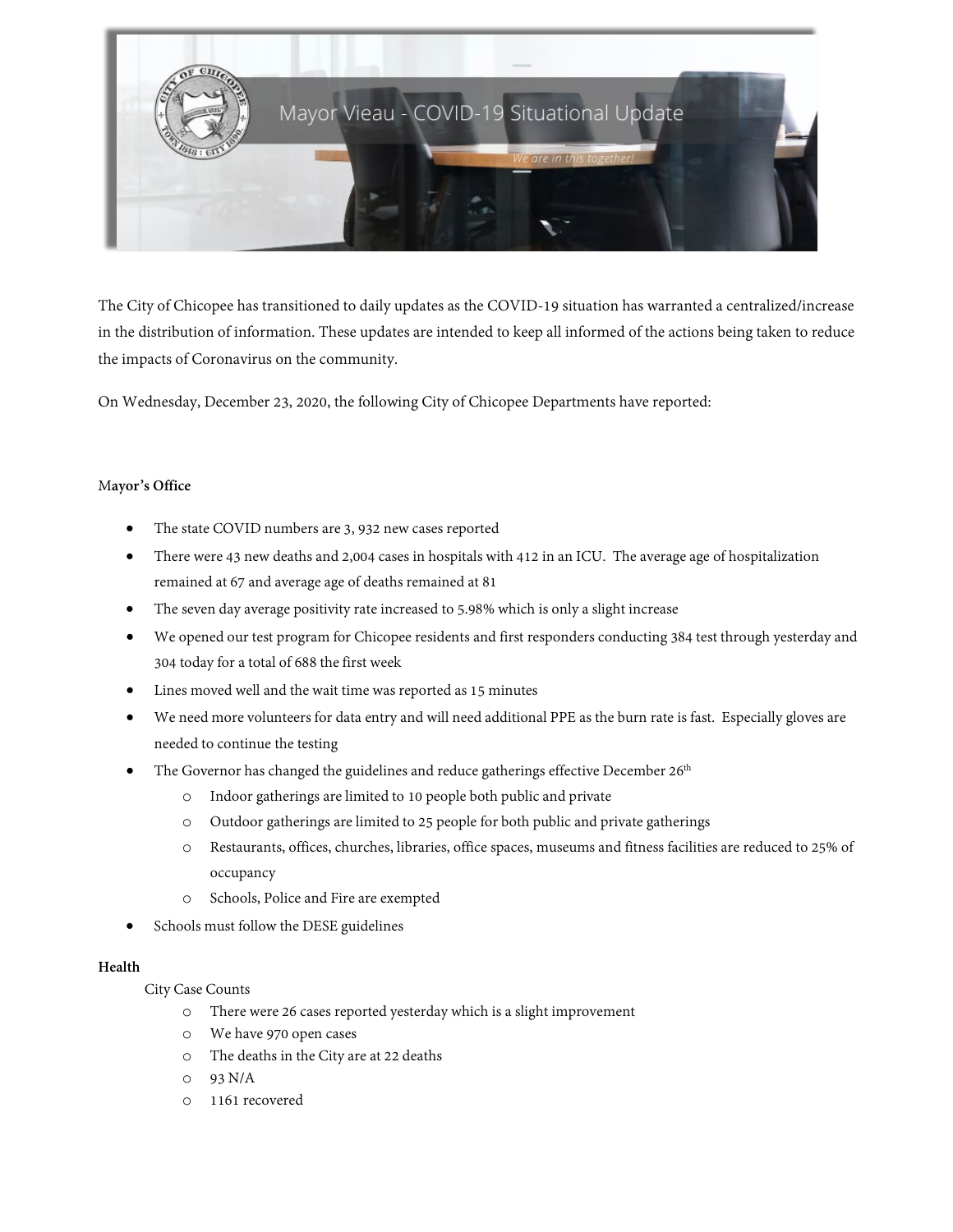Mayor Vieau - COVID-19 Situational Update

We are in this together!

The City of Chicopee has transitioned to daily updates as the COVID-19 situation has warranted a centralized/increase in the distribution of information. These updates are intended to keep all informed of the actions being taken to reduce the impacts of Coronavirus on the community.

On Wednesday, December 23, 2020, the following City of Chicopee Departments have reported:

**Mayor's Office**

- The state COVID numbers are 3, 932 new cases reported
- There were 43 new deaths and 2,004 cases in hospitals with 412 in an ICU. The average age of hospitalization remained at 67 and average age of deaths remained at 81
- The seven day average positivity rate increased to 5.98% which is only a slight increase
- We opened our test program for Chicopee residents and first responders conducting 384 test through yesterday and 304 today for a total of 688 the first week
- Lines moved well and the wait time was reported as 15 minutes
- We need more volunteers for data entry and will need additional PPE as the burn rate is fast. Especially gloves are needed to continue the testing
- The Governor has changed the guidelines and reduce gatherings effective December 26th
  - Indoor gatherings are limited to 10 people both public and private
  - Outdoor gatherings are limited to 25 people for both public and private gatherings
  - Restaurants, offices, churches, libraries, office spaces, museums and fitness facilities are reduced to 25% of occupancy
  - Schools, Police and Fire are exempted
- Schools must follow the DESE guidelines

**Health**

City Case Counts

- There were 26 cases reported yesterday which is a slight improvement
- We have 970 open cases
- The deaths in the City are at 22 deaths
- 93 N/A
- 1161 recovered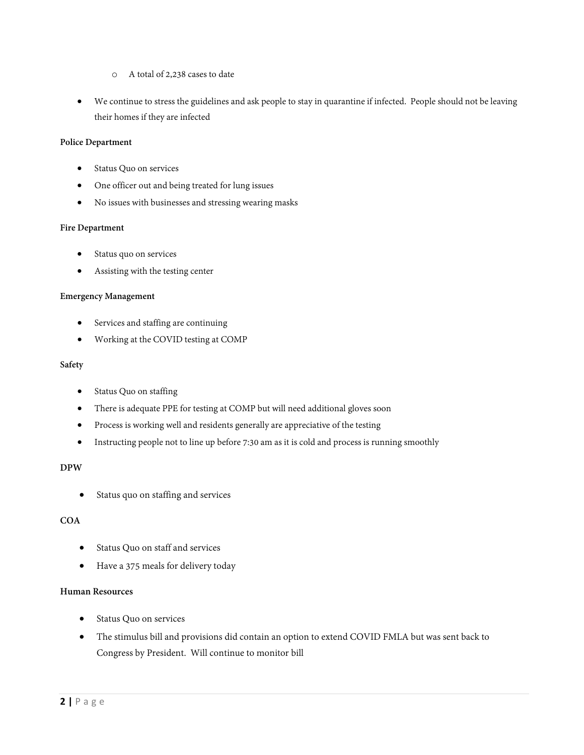- A total of 2,238 cases to date

- We continue to stress the guidelines and ask people to stay in quarantine if infected. People should not be leaving their homes if they are infected

**Police Department**

- Status Quo on services
- One officer out and being treated for lung issues
- No issues with businesses and stressing wearing masks

**Fire Department**

- Status quo on services
- Assisting with the testing center

**Emergency Management**

- Services and staffing are continuing
- Working at the COVID testing at COMP

**Safety**

- Status Quo on staffing
- There is adequate PPE for testing at COMP but will need additional gloves soon
- Process is working well and residents generally are appreciative of the testing
- Instructing people not to line up before 7:30 am as it is cold and process is running smoothly

**DPW**

- Status quo on staffing and services

**COA**

- Status Quo on staff and services
- Have a 375 meals for delivery today

**Human Resources**

- Status Quo on services
- The stimulus bill and provisions did contain an option to extend COVID FMLA but was sent back to Congress by President. Will continue to monitor bill